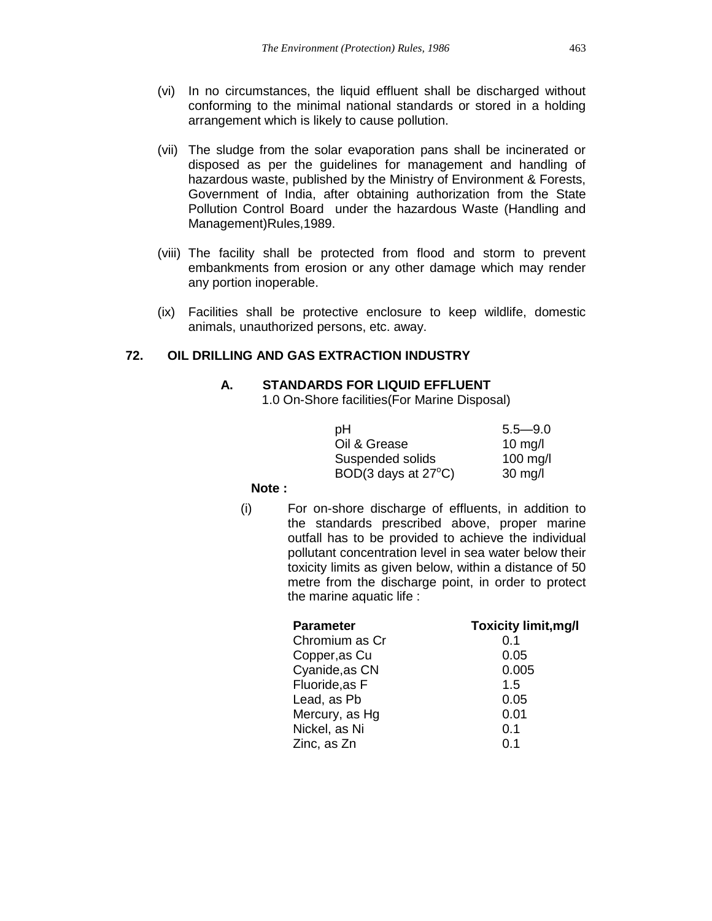(vi) In no circumstances, the liquid effluent shall be discharged without conforming to the minimal national standards or stored in a holding arrangement which is likely to cause pollution.

(vii) The sludge from the solar evaporation pans shall be incinerated or disposed as per the guidelines for management and handling of hazardous waste, published by the Ministry of Environment & Forests, Government of India, after obtaining authorization from the State Pollution Control Board under the hazardous Waste (Handling and Management)Rules,1989.

(viii) The facility shall be protected from flood and storm to prevent embankments from erosion or any other damage which may render any portion inoperable.

(ix) Facilities shall be protective enclosure to keep wildlife, domestic animals, unauthorized persons, etc. away.

## 72. OIL DRILLING AND GAS EXTRACTION INDUSTRY

### A. STANDARDS FOR LIQUID EFFLUENT

1.0 On-Shore facilities(For Marine Disposal)

| | |
|---|---|
| pH | 5.5—9.0 |
| Oil & Grease | 10 mg/l |
| Suspended solids | 100 mg/l |
| BOD(3 days at 27$^{o}$C) | 30 mg/l |

**Note :**

(i) For on-shore discharge of effluents, in addition to the standards prescribed above, proper marine outfall has to be provided to achieve the individual pollutant concentration level in sea water below their toxicity limits as given below, within a distance of 50 metre from the discharge point, in order to protect the marine aquatic life :

| **Parameter** | **Toxicity limit,mg/l** |
|---|---|
| Chromium as Cr | 0.1 |
| Copper,as Cu | 0.05 |
| Cyanide,as CN | 0.005 |
| Fluoride,as F | 1.5 |
| Lead, as Pb | 0.05 |
| Mercury, as Hg | 0.01 |
| Nickel, as Ni | 0.1 |
| Zinc, as Zn | 0.1 |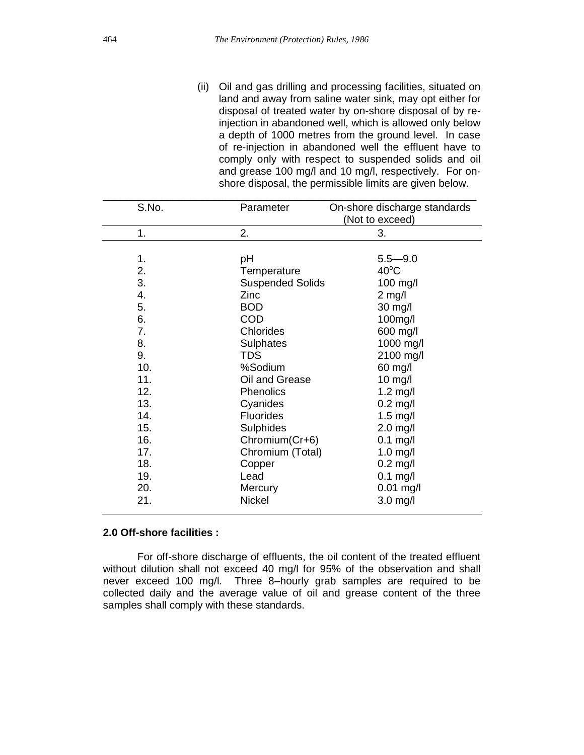(ii) Oil and gas drilling and processing facilities, situated on land and away from saline water sink, may opt either for disposal of treated water by on-shore disposal of by re-injection in abandoned well, which is allowed only below a depth of 1000 metres from the ground level. In case of re-injection in abandoned well the effluent have to comply only with respect to suspended solids and oil and grease 100 mg/l and 10 mg/l, respectively. For on-shore disposal, the permissible limits are given below.

| S.No. | Parameter | On-shore discharge standards (Not to exceed) |
|---|---|---|
| 1. | 2. | 3. |
| 1. | pH | 5.5—9.0 |
| 2. | Temperature | 40°C |
| 3. | Suspended Solids | 100 mg/l |
| 4. | Zinc | 2 mg/l |
| 5. | BOD | 30 mg/l |
| 6. | COD | 100mg/l |
| 7. | Chlorides | 600 mg/l |
| 8. | Sulphates | 1000 mg/l |
| 9. | TDS | 2100 mg/l |
| 10. | %Sodium | 60 mg/l |
| 11. | Oil and Grease | 10 mg/l |
| 12. | Phenolics | 1.2 mg/l |
| 13. | Cyanides | 0.2 mg/l |
| 14. | Fluorides | 1.5 mg/l |
| 15. | Sulphides | 2.0 mg/l |
| 16. | Chromium(Cr+6) | 0.1 mg/l |
| 17. | Chromium (Total) | 1.0 mg/l |
| 18. | Copper | 0.2 mg/l |
| 19. | Lead | 0.1 mg/l |
| 20. | Mercury | 0.01 mg/l |
| 21. | Nickel | 3.0 mg/l |

**2.0 Off-shore facilities :**

For off-shore discharge of effluents, the oil content of the treated effluent without dilution shall not exceed 40 mg/l for 95% of the observation and shall never exceed 100 mg/l. Three 8–hourly grab samples are required to be collected daily and the average value of oil and grease content of the three samples shall comply with these standards.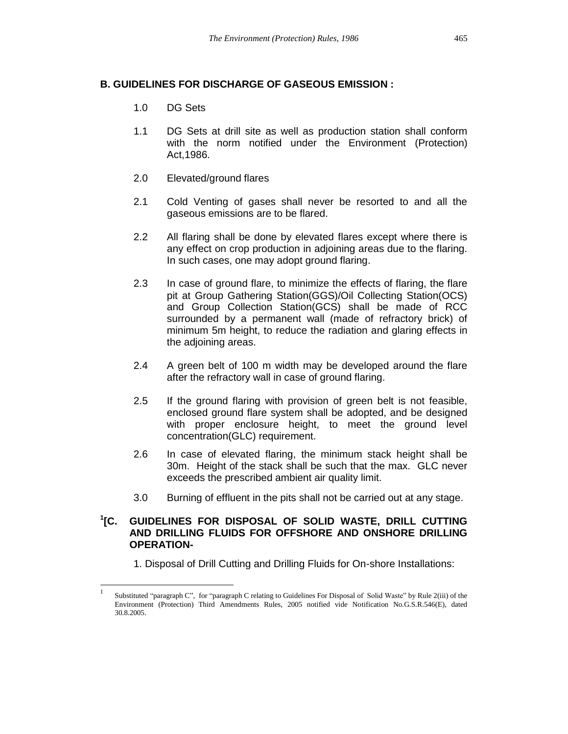## B. GUIDELINES FOR DISCHARGE OF GASEOUS EMISSION :

1.0 DG Sets

1.1 DG Sets at drill site as well as production station shall conform with the norm notified under the Environment (Protection) Act,1986.

2.0 Elevated/ground flares

2.1 Cold Venting of gases shall never be resorted to and all the gaseous emissions are to be flared.

2.2 All flaring shall be done by elevated flares except where there is any effect on crop production in adjoining areas due to the flaring. In such cases, one may adopt ground flaring.

2.3 In case of ground flare, to minimize the effects of flaring, the flare pit at Group Gathering Station(GGS)/Oil Collecting Station(OCS) and Group Collection Station(GCS) shall be made of RCC surrounded by a permanent wall (made of refractory brick) of minimum 5m height, to reduce the radiation and glaring effects in the adjoining areas.

2.4 A green belt of 100 m width may be developed around the flare after the refractory wall in case of ground flaring.

2.5 If the ground flaring with provision of green belt is not feasible, enclosed ground flare system shall be adopted, and be designed with proper enclosure height, to meet the ground level concentration(GLC) requirement.

2.6 In case of elevated flaring, the minimum stack height shall be 30m. Height of the stack shall be such that the max. GLC never exceeds the prescribed ambient air quality limit.

3.0 Burning of effluent in the pits shall not be carried out at any stage.

## [1][C. GUIDELINES FOR DISPOSAL OF SOLID WASTE, DRILL CUTTING AND DRILLING FLUIDS FOR OFFSHORE AND ONSHORE DRILLING OPERATION-

1. Disposal of Drill Cutting and Drilling Fluids for On-shore Installations:

---

1 Substituted "paragraph C", for "paragraph C relating to Guidelines For Disposal of Solid Waste" by Rule 2(iii) of the Environment (Protection) Third Amendments Rules, 2005 notified vide Notification No.G.S.R.546(E), dated 30.8.2005.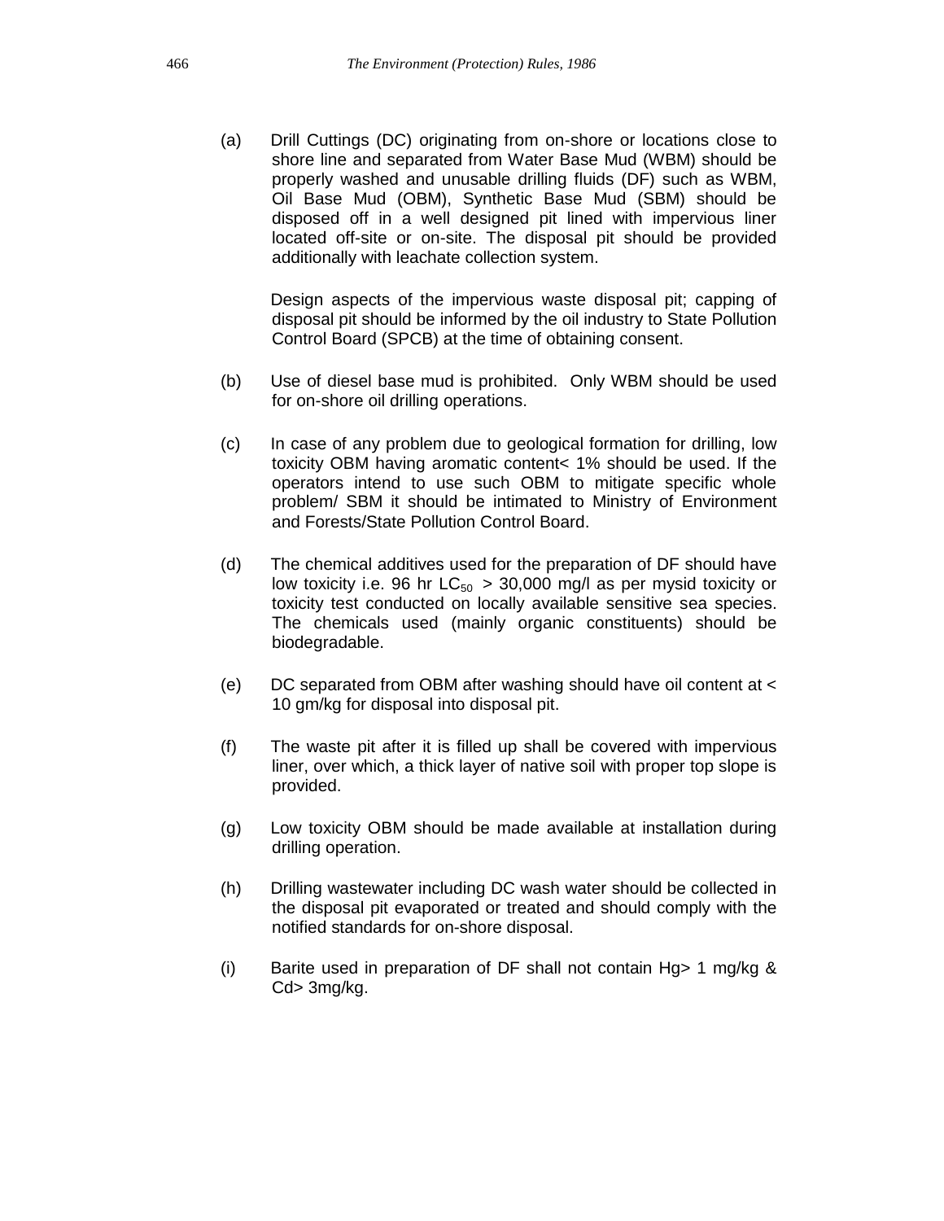(a) Drill Cuttings (DC) originating from on-shore or locations close to shore line and separated from Water Base Mud (WBM) should be properly washed and unusable drilling fluids (DF) such as WBM, Oil Base Mud (OBM), Synthetic Base Mud (SBM) should be disposed off in a well designed pit lined with impervious liner located off-site or on-site. The disposal pit should be provided additionally with leachate collection system.

Design aspects of the impervious waste disposal pit; capping of disposal pit should be informed by the oil industry to State Pollution Control Board (SPCB) at the time of obtaining consent.

(b) Use of diesel base mud is prohibited. Only WBM should be used for on-shore oil drilling operations.

(c) In case of any problem due to geological formation for drilling, low toxicity OBM having aromatic content< 1% should be used. If the operators intend to use such OBM to mitigate specific whole problem/ SBM it should be intimated to Ministry of Environment and Forests/State Pollution Control Board.

(d) The chemical additives used for the preparation of DF should have low toxicity i.e. 96 hr $LC_{50}$ > 30,000 mg/l as per mysid toxicity or toxicity test conducted on locally available sensitive sea species. The chemicals used (mainly organic constituents) should be biodegradable.

(e) DC separated from OBM after washing should have oil content at < 10 gm/kg for disposal into disposal pit.

(f) The waste pit after it is filled up shall be covered with impervious liner, over which, a thick layer of native soil with proper top slope is provided.

(g) Low toxicity OBM should be made available at installation during drilling operation.

(h) Drilling wastewater including DC wash water should be collected in the disposal pit evaporated or treated and should comply with the notified standards for on-shore disposal.

(i) Barite used in preparation of DF shall not contain Hg> 1 mg/kg & Cd> 3mg/kg.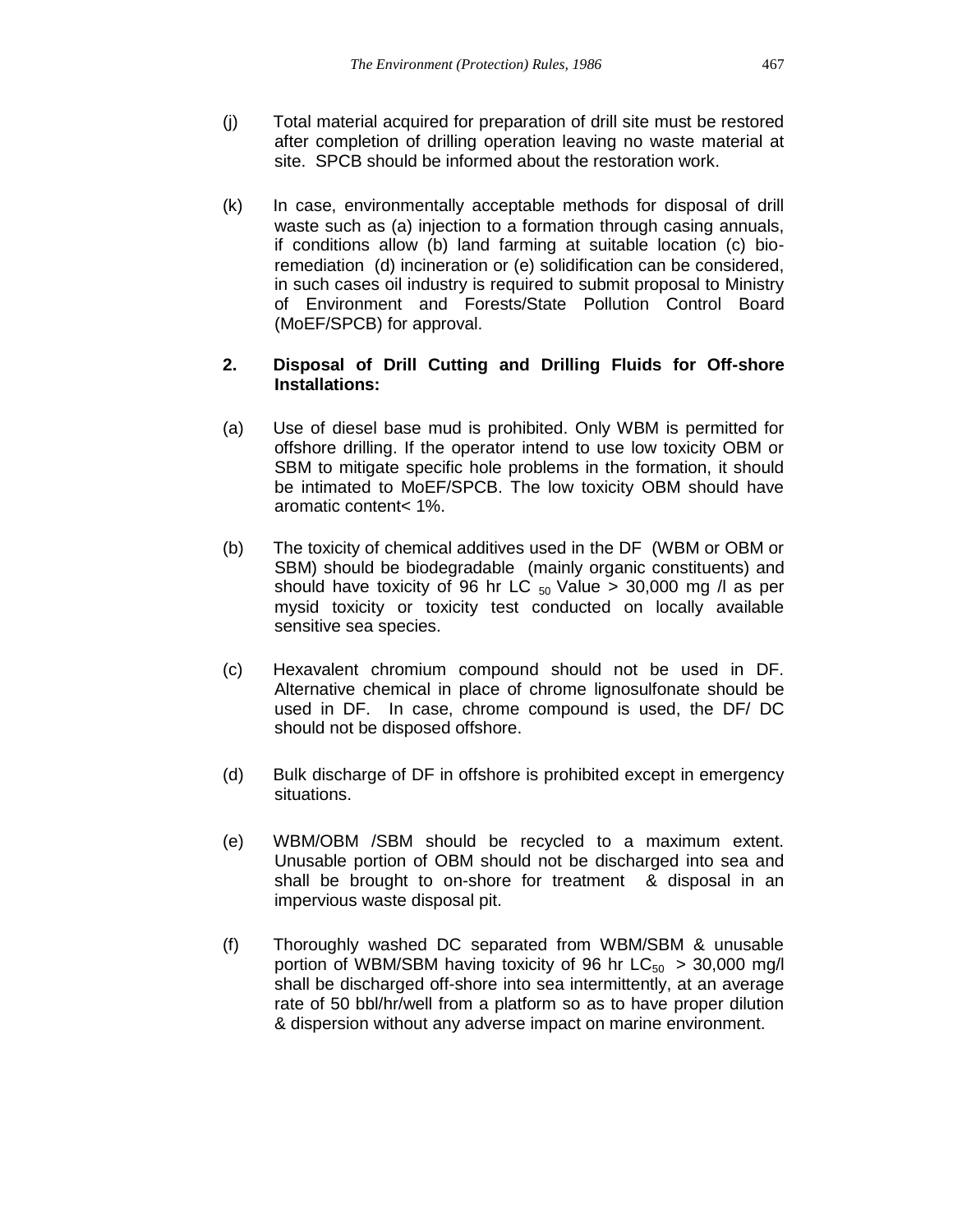(j) Total material acquired for preparation of drill site must be restored after completion of drilling operation leaving no waste material at site. SPCB should be informed about the restoration work.

(k) In case, environmentally acceptable methods for disposal of drill waste such as (a) injection to a formation through casing annuals, if conditions allow (b) land farming at suitable location (c) bio-remediation (d) incineration or (e) solidification can be considered, in such cases oil industry is required to submit proposal to Ministry of Environment and Forests/State Pollution Control Board (MoEF/SPCB) for approval.

**2. Disposal of Drill Cutting and Drilling Fluids for Off-shore Installations:**

(a) Use of diesel base mud is prohibited. Only WBM is permitted for offshore drilling. If the operator intend to use low toxicity OBM or SBM to mitigate specific hole problems in the formation, it should be intimated to MoEF/SPCB. The low toxicity OBM should have aromatic content< 1%.

(b) The toxicity of chemical additives used in the DF (WBM or OBM or SBM) should be biodegradable (mainly organic constituents) and should have toxicity of 96 hr $LC_{50}$ Value > 30,000 mg /l as per mysid toxicity or toxicity test conducted on locally available sensitive sea species.

(c) Hexavalent chromium compound should not be used in DF. Alternative chemical in place of chrome lignosulfonate should be used in DF. In case, chrome compound is used, the DF/ DC should not be disposed offshore.

(d) Bulk discharge of DF in offshore is prohibited except in emergency situations.

(e) WBM/OBM /SBM should be recycled to a maximum extent. Unusable portion of OBM should not be discharged into sea and shall be brought to on-shore for treatment & disposal in an impervious waste disposal pit.

(f) Thoroughly washed DC separated from WBM/SBM & unusable portion of WBM/SBM having toxicity of 96 hr $LC_{50}$ > 30,000 mg/l shall be discharged off-shore into sea intermittently, at an average rate of 50 bbl/hr/well from a platform so as to have proper dilution & dispersion without any adverse impact on marine environment.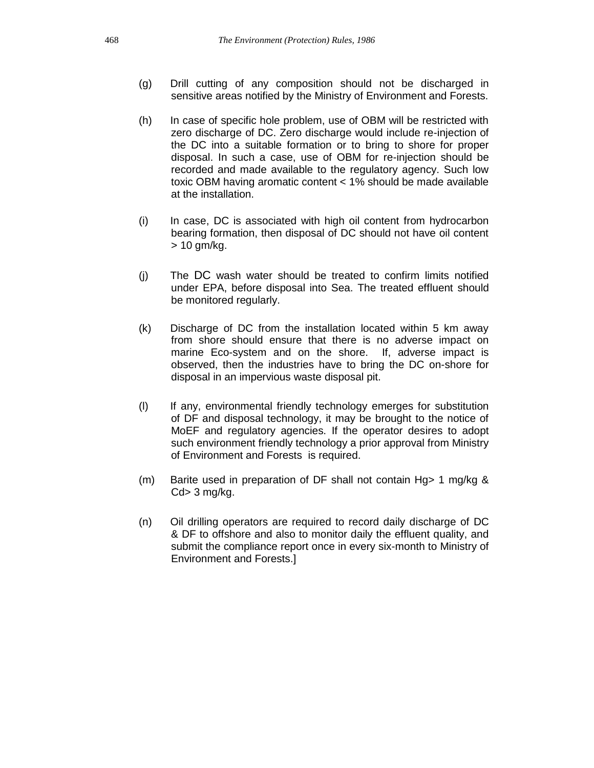(g) Drill cutting of any composition should not be discharged in sensitive areas notified by the Ministry of Environment and Forests.

(h) In case of specific hole problem, use of OBM will be restricted with zero discharge of DC. Zero discharge would include re-injection of the DC into a suitable formation or to bring to shore for proper disposal. In such a case, use of OBM for re-injection should be recorded and made available to the regulatory agency. Such low toxic OBM having aromatic content < 1% should be made available at the installation.

(i) In case, DC is associated with high oil content from hydrocarbon bearing formation, then disposal of DC should not have oil content > 10 gm/kg.

(j) The DC wash water should be treated to confirm limits notified under EPA, before disposal into Sea. The treated effluent should be monitored regularly.

(k) Discharge of DC from the installation located within 5 km away from shore should ensure that there is no adverse impact on marine Eco-system and on the shore. If, adverse impact is observed, then the industries have to bring the DC on-shore for disposal in an impervious waste disposal pit.

(l) If any, environmental friendly technology emerges for substitution of DF and disposal technology, it may be brought to the notice of MoEF and regulatory agencies. If the operator desires to adopt such environment friendly technology a prior approval from Ministry of Environment and Forests is required.

(m) Barite used in preparation of DF shall not contain Hg> 1 mg/kg & Cd> 3 mg/kg.

(n) Oil drilling operators are required to record daily discharge of DC & DF to offshore and also to monitor daily the effluent quality, and submit the compliance report once in every six-month to Ministry of Environment and Forests.]